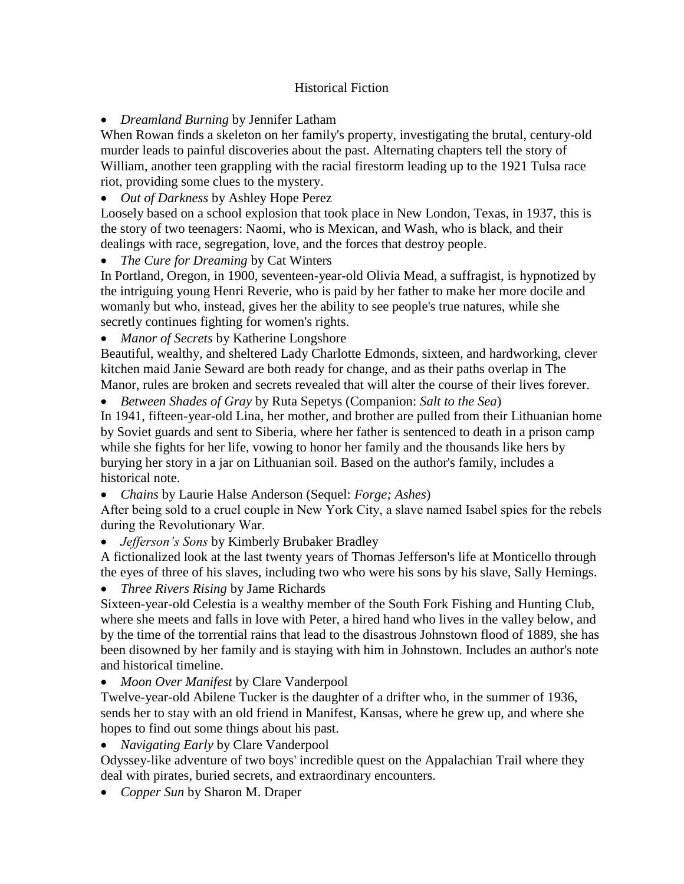# Historical Fiction

- *Dreamland Burning* by Jennifer Latham

When Rowan finds a skeleton on her family's property, investigating the brutal, century-old murder leads to painful discoveries about the past. Alternating chapters tell the story of William, another teen grappling with the racial firestorm leading up to the 1921 Tulsa race riot, providing some clues to the mystery.

- *Out of Darkness* by Ashley Hope Perez

Loosely based on a school explosion that took place in New London, Texas, in 1937, this is the story of two teenagers: Naomi, who is Mexican, and Wash, who is black, and their dealings with race, segregation, love, and the forces that destroy people.

- *The Cure for Dreaming* by Cat Winters

In Portland, Oregon, in 1900, seventeen-year-old Olivia Mead, a suffragist, is hypnotized by the intriguing young Henri Reverie, who is paid by her father to make her more docile and womanly but who, instead, gives her the ability to see people's true natures, while she secretly continues fighting for women's rights.

- *Manor of Secrets* by Katherine Longshore

Beautiful, wealthy, and sheltered Lady Charlotte Edmonds, sixteen, and hardworking, clever kitchen maid Janie Seward are both ready for change, and as their paths overlap in The Manor, rules are broken and secrets revealed that will alter the course of their lives forever.

- *Between Shades of Gray* by Ruta Sepetys (Companion: *Salt to the Sea*)

In 1941, fifteen-year-old Lina, her mother, and brother are pulled from their Lithuanian home by Soviet guards and sent to Siberia, where her father is sentenced to death in a prison camp while she fights for her life, vowing to honor her family and the thousands like hers by burying her story in a jar on Lithuanian soil. Based on the author's family, includes a historical note.

- *Chains* by Laurie Halse Anderson (Sequel: *Forge; Ashes*)

After being sold to a cruel couple in New York City, a slave named Isabel spies for the rebels during the Revolutionary War.

- *Jefferson's Sons* by Kimberly Brubaker Bradley

A fictionalized look at the last twenty years of Thomas Jefferson's life at Monticello through the eyes of three of his slaves, including two who were his sons by his slave, Sally Hemings.

- *Three Rivers Rising* by Jame Richards

Sixteen-year-old Celestia is a wealthy member of the South Fork Fishing and Hunting Club, where she meets and falls in love with Peter, a hired hand who lives in the valley below, and by the time of the torrential rains that lead to the disastrous Johnstown flood of 1889, she has been disowned by her family and is staying with him in Johnstown. Includes an author's note and historical timeline.

- *Moon Over Manifest* by Clare Vanderpool

Twelve-year-old Abilene Tucker is the daughter of a drifter who, in the summer of 1936, sends her to stay with an old friend in Manifest, Kansas, where he grew up, and where she hopes to find out some things about his past.

- *Navigating Early* by Clare Vanderpool

Odyssey-like adventure of two boys' incredible quest on the Appalachian Trail where they deal with pirates, buried secrets, and extraordinary encounters.

- *Copper Sun* by Sharon M. Draper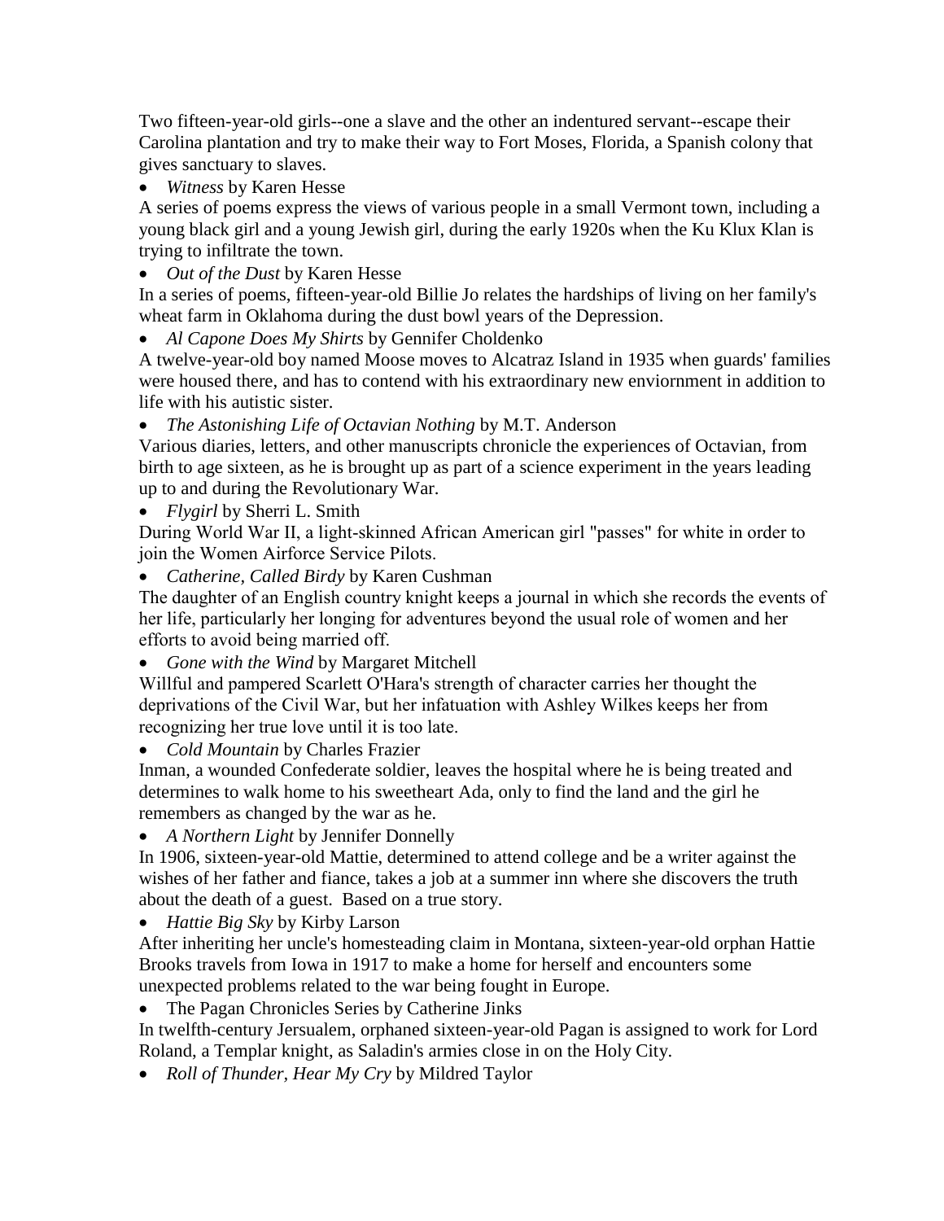Two fifteen-year-old girls--one a slave and the other an indentured servant--escape their Carolina plantation and try to make their way to Fort Moses, Florida, a Spanish colony that gives sanctuary to slaves.

- *Witness* by Karen Hesse

A series of poems express the views of various people in a small Vermont town, including a young black girl and a young Jewish girl, during the early 1920s when the Ku Klux Klan is trying to infiltrate the town.

- *Out of the Dust* by Karen Hesse

In a series of poems, fifteen-year-old Billie Jo relates the hardships of living on her family's wheat farm in Oklahoma during the dust bowl years of the Depression.

- *Al Capone Does My Shirts* by Gennifer Choldenko

A twelve-year-old boy named Moose moves to Alcatraz Island in 1935 when guards' families were housed there, and has to contend with his extraordinary new enviornment in addition to life with his autistic sister.

- *The Astonishing Life of Octavian Nothing* by M.T. Anderson

Various diaries, letters, and other manuscripts chronicle the experiences of Octavian, from birth to age sixteen, as he is brought up as part of a science experiment in the years leading up to and during the Revolutionary War.

- *Flygirl* by Sherri L. Smith

During World War II, a light-skinned African American girl "passes" for white in order to join the Women Airforce Service Pilots.

- *Catherine, Called Birdy* by Karen Cushman

The daughter of an English country knight keeps a journal in which she records the events of her life, particularly her longing for adventures beyond the usual role of women and her efforts to avoid being married off.

- *Gone with the Wind* by Margaret Mitchell

Willful and pampered Scarlett O'Hara's strength of character carries her thought the deprivations of the Civil War, but her infatuation with Ashley Wilkes keeps her from recognizing her true love until it is too late.

- *Cold Mountain* by Charles Frazier

Inman, a wounded Confederate soldier, leaves the hospital where he is being treated and determines to walk home to his sweetheart Ada, only to find the land and the girl he remembers as changed by the war as he.

- *A Northern Light* by Jennifer Donnelly

In 1906, sixteen-year-old Mattie, determined to attend college and be a writer against the wishes of her father and fiance, takes a job at a summer inn where she discovers the truth about the death of a guest. Based on a true story.

- *Hattie Big Sky* by Kirby Larson

After inheriting her uncle's homesteading claim in Montana, sixteen-year-old orphan Hattie Brooks travels from Iowa in 1917 to make a home for herself and encounters some unexpected problems related to the war being fought in Europe.

- The Pagan Chronicles Series by Catherine Jinks

In twelfth-century Jersualem, orphaned sixteen-year-old Pagan is assigned to work for Lord Roland, a Templar knight, as Saladin's armies close in on the Holy City.

- *Roll of Thunder, Hear My Cry* by Mildred Taylor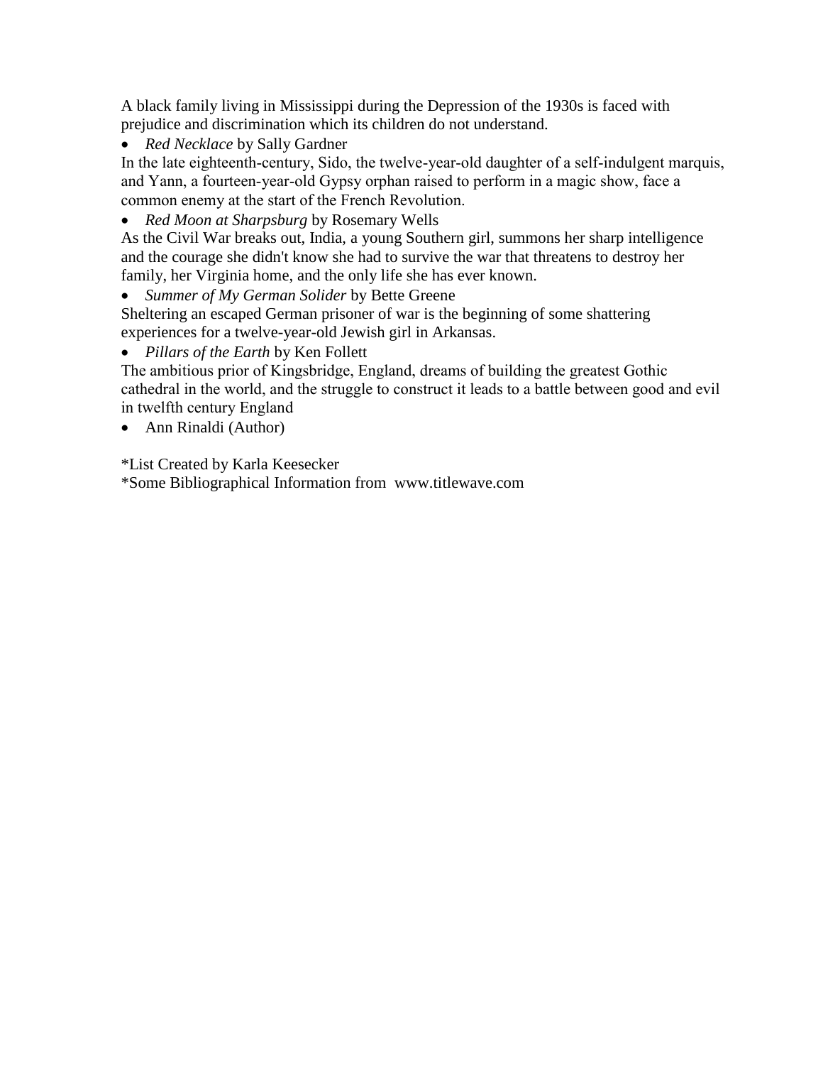A black family living in Mississippi during the Depression of the 1930s is faced with prejudice and discrimination which its children do not understand.

- *Red Necklace* by Sally Gardner

In the late eighteenth-century, Sido, the twelve-year-old daughter of a self-indulgent marquis, and Yann, a fourteen-year-old Gypsy orphan raised to perform in a magic show, face a common enemy at the start of the French Revolution.

- *Red Moon at Sharpsburg* by Rosemary Wells

As the Civil War breaks out, India, a young Southern girl, summons her sharp intelligence and the courage she didn't know she had to survive the war that threatens to destroy her family, her Virginia home, and the only life she has ever known.

- *Summer of My German Solider* by Bette Greene

Sheltering an escaped German prisoner of war is the beginning of some shattering experiences for a twelve-year-old Jewish girl in Arkansas.

- *Pillars of the Earth* by Ken Follett

The ambitious prior of Kingsbridge, England, dreams of building the greatest Gothic cathedral in the world, and the struggle to construct it leads to a battle between good and evil in twelfth century England

- Ann Rinaldi (Author)

*List Created by Karla Keesecker

*Some Bibliographical Information from www.titlewave.com